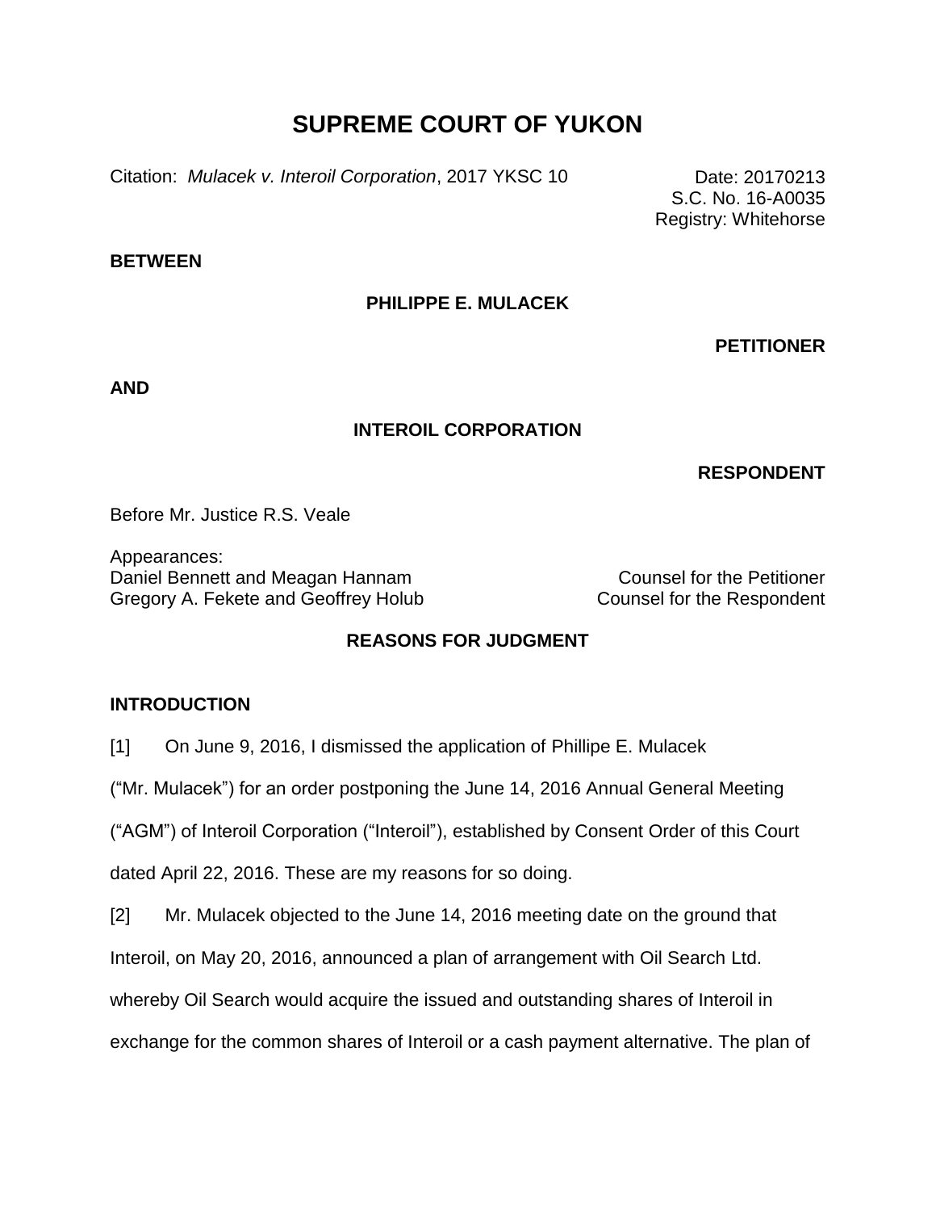# SUPREME COURT OF YUKON

Citation: *Mulacek v. Interoil Corporation*, 2017 YKSC 10

Date: 20170213
S.C. No. 16-A0035
Registry: Whitehorse

**BETWEEN**

**PHILIPPE E. MULACEK**

**PETITIONER**

**AND**

**INTEROIL CORPORATION**

**RESPONDENT**

Before Mr. Justice R.S. Veale

Appearances:

| | |
|---|---|
| Daniel Bennett and Meagan Hannam | Counsel for the Petitioner |
| Gregory A. Fekete and Geoffrey Holub | Counsel for the Respondent |

**REASONS FOR JUDGMENT**

**INTRODUCTION**

[1] On June 9, 2016, I dismissed the application of Phillipe E. Mulacek ("Mr. Mulacek") for an order postponing the June 14, 2016 Annual General Meeting ("AGM") of Interoil Corporation ("Interoil"), established by Consent Order of this Court dated April 22, 2016. These are my reasons for so doing.

[2] Mr. Mulacek objected to the June 14, 2016 meeting date on the ground that Interoil, on May 20, 2016, announced a plan of arrangement with Oil Search Ltd. whereby Oil Search would acquire the issued and outstanding shares of Interoil in exchange for the common shares of Interoil or a cash payment alternative. The plan of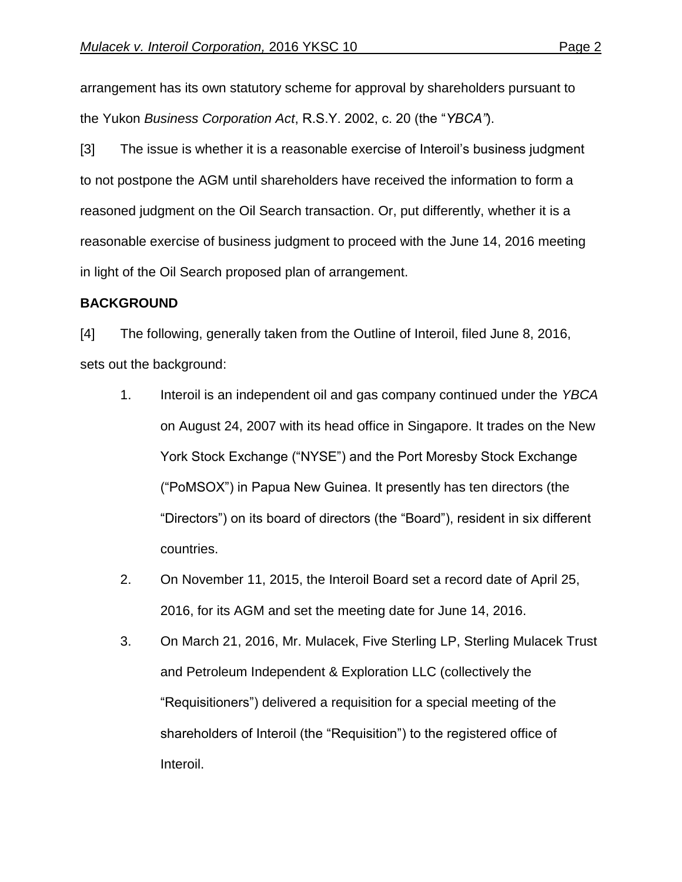arrangement has its own statutory scheme for approval by shareholders pursuant to the Yukon *Business Corporation Act*, R.S.Y. 2002, c. 20 (the "*YBCA"*).

[3] The issue is whether it is a reasonable exercise of Interoil's business judgment to not postpone the AGM until shareholders have received the information to form a reasoned judgment on the Oil Search transaction. Or, put differently, whether it is a reasonable exercise of business judgment to proceed with the June 14, 2016 meeting in light of the Oil Search proposed plan of arrangement.

**BACKGROUND**

[4] The following, generally taken from the Outline of Interoil, filed June 8, 2016, sets out the background:

1. Interoil is an independent oil and gas company continued under the *YBCA* on August 24, 2007 with its head office in Singapore. It trades on the New York Stock Exchange ("NYSE") and the Port Moresby Stock Exchange ("PoMSOX") in Papua New Guinea. It presently has ten directors (the "Directors") on its board of directors (the "Board"), resident in six different countries.
2. On November 11, 2015, the Interoil Board set a record date of April 25, 2016, for its AGM and set the meeting date for June 14, 2016.
3. On March 21, 2016, Mr. Mulacek, Five Sterling LP, Sterling Mulacek Trust and Petroleum Independent & Exploration LLC (collectively the "Requisitioners") delivered a requisition for a special meeting of the shareholders of Interoil (the "Requisition") to the registered office of Interoil.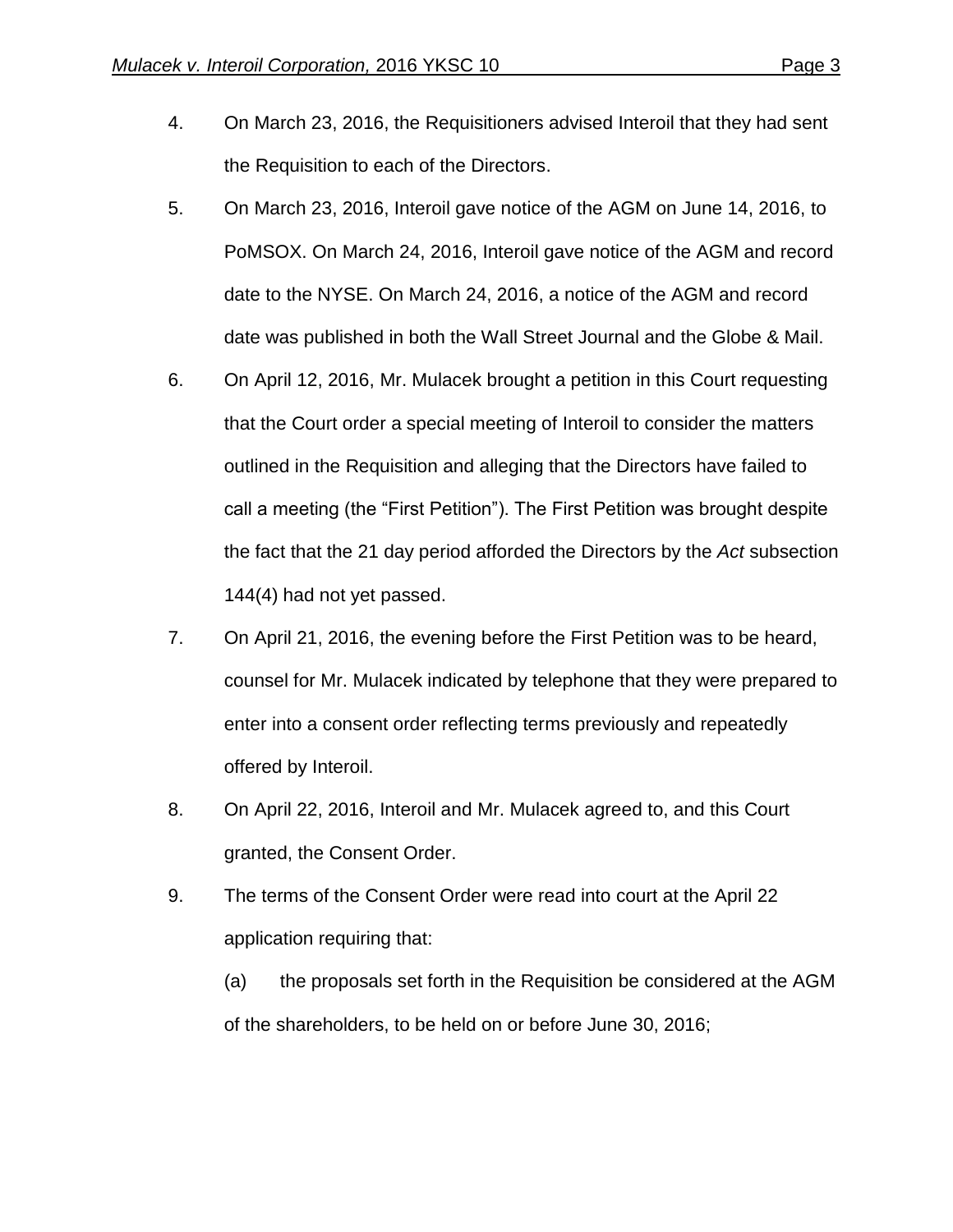4. On March 23, 2016, the Requisitioners advised Interoil that they had sent the Requisition to each of the Directors.

5. On March 23, 2016, Interoil gave notice of the AGM on June 14, 2016, to PoMSOX. On March 24, 2016, Interoil gave notice of the AGM and record date to the NYSE. On March 24, 2016, a notice of the AGM and record date was published in both the Wall Street Journal and the Globe & Mail.

6. On April 12, 2016, Mr. Mulacek brought a petition in this Court requesting that the Court order a special meeting of Interoil to consider the matters outlined in the Requisition and alleging that the Directors have failed to call a meeting (the "First Petition"). The First Petition was brought despite the fact that the 21 day period afforded the Directors by the *Act* subsection 144(4) had not yet passed.

7. On April 21, 2016, the evening before the First Petition was to be heard, counsel for Mr. Mulacek indicated by telephone that they were prepared to enter into a consent order reflecting terms previously and repeatedly offered by Interoil.

8. On April 22, 2016, Interoil and Mr. Mulacek agreed to, and this Court granted, the Consent Order.

9. The terms of the Consent Order were read into court at the April 22 application requiring that:

   (a) the proposals set forth in the Requisition be considered at the AGM of the shareholders, to be held on or before June 30, 2016;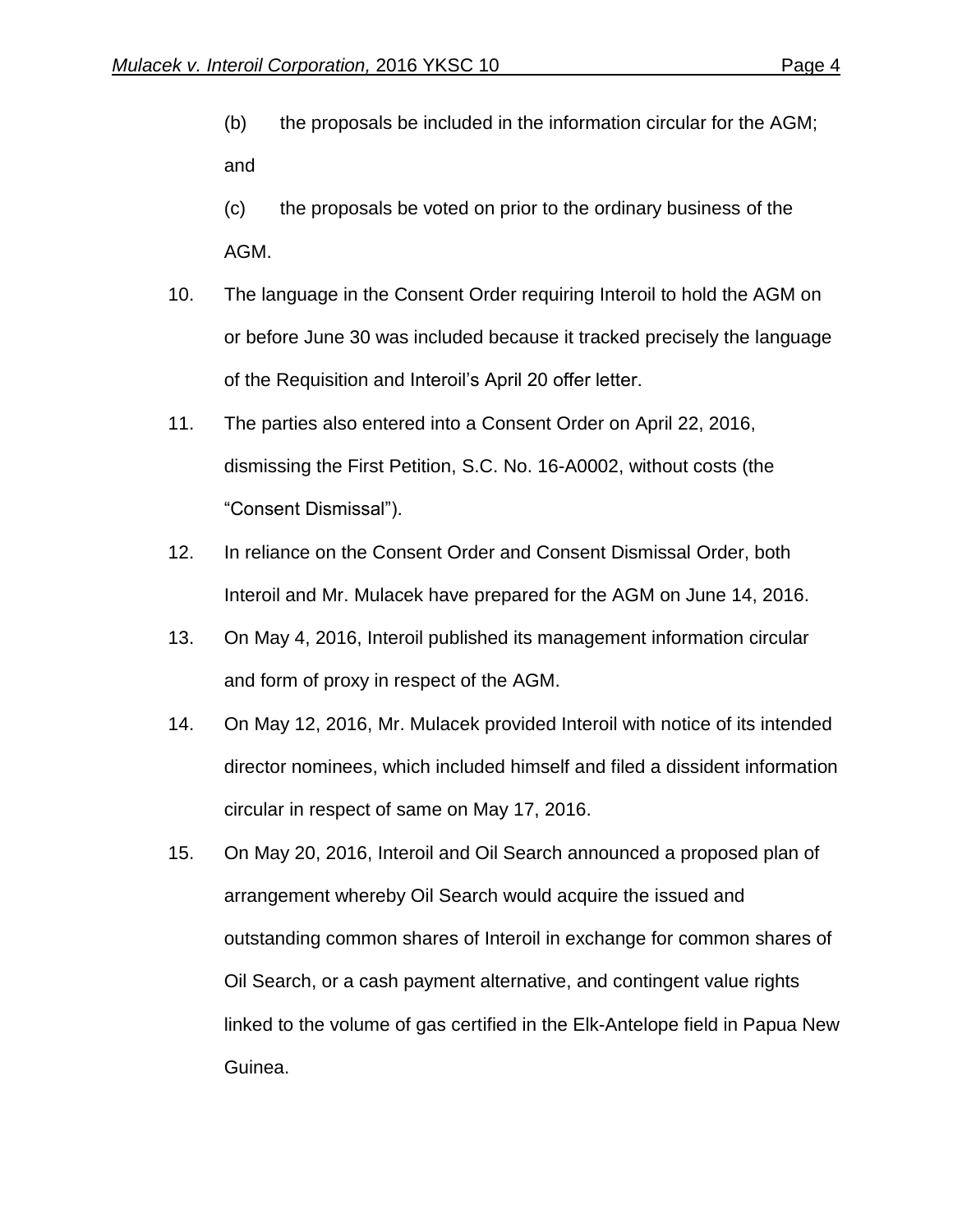(b) the proposals be included in the information circular for the AGM; and

(c) the proposals be voted on prior to the ordinary business of the AGM.

10. The language in the Consent Order requiring Interoil to hold the AGM on or before June 30 was included because it tracked precisely the language of the Requisition and Interoil's April 20 offer letter.

11. The parties also entered into a Consent Order on April 22, 2016, dismissing the First Petition, S.C. No. 16-A0002, without costs (the "Consent Dismissal").

12. In reliance on the Consent Order and Consent Dismissal Order, both Interoil and Mr. Mulacek have prepared for the AGM on June 14, 2016.

13. On May 4, 2016, Interoil published its management information circular and form of proxy in respect of the AGM.

14. On May 12, 2016, Mr. Mulacek provided Interoil with notice of its intended director nominees, which included himself and filed a dissident information circular in respect of same on May 17, 2016.

15. On May 20, 2016, Interoil and Oil Search announced a proposed plan of arrangement whereby Oil Search would acquire the issued and outstanding common shares of Interoil in exchange for common shares of Oil Search, or a cash payment alternative, and contingent value rights linked to the volume of gas certified in the Elk-Antelope field in Papua New Guinea.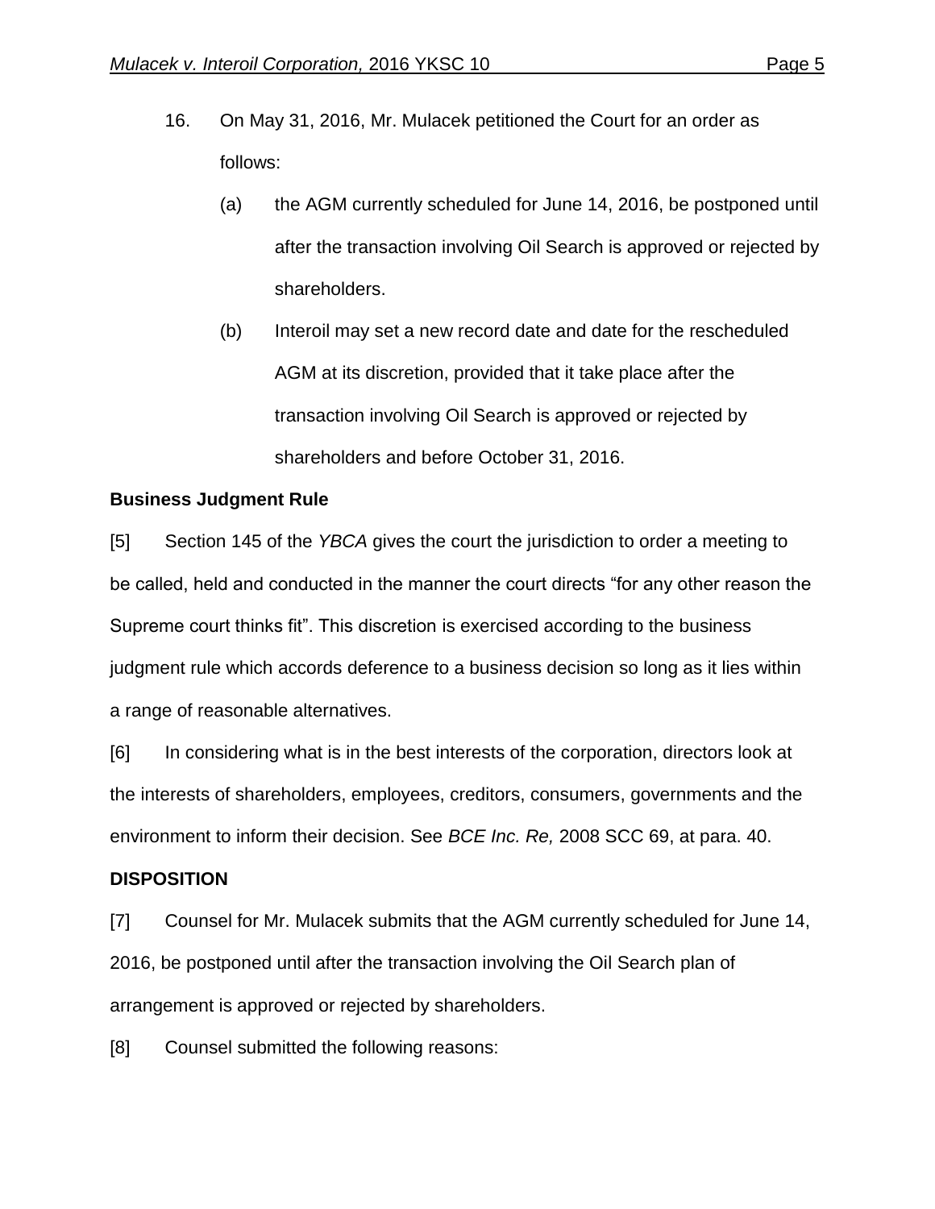16. On May 31, 2016, Mr. Mulacek petitioned the Court for an order as follows:

    (a) the AGM currently scheduled for June 14, 2016, be postponed until after the transaction involving Oil Search is approved or rejected by shareholders.

    (b) Interoil may set a new record date and date for the rescheduled AGM at its discretion, provided that it take place after the transaction involving Oil Search is approved or rejected by shareholders and before October 31, 2016.

**Business Judgment Rule**

[5] Section 145 of the *YBCA* gives the court the jurisdiction to order a meeting to be called, held and conducted in the manner the court directs "for any other reason the Supreme court thinks fit". This discretion is exercised according to the business judgment rule which accords deference to a business decision so long as it lies within a range of reasonable alternatives.

[6] In considering what is in the best interests of the corporation, directors look at the interests of shareholders, employees, creditors, consumers, governments and the environment to inform their decision. See *BCE Inc. Re,* 2008 SCC 69, at para. 40.

**DISPOSITION**

[7] Counsel for Mr. Mulacek submits that the AGM currently scheduled for June 14, 2016, be postponed until after the transaction involving the Oil Search plan of arrangement is approved or rejected by shareholders.

[8] Counsel submitted the following reasons: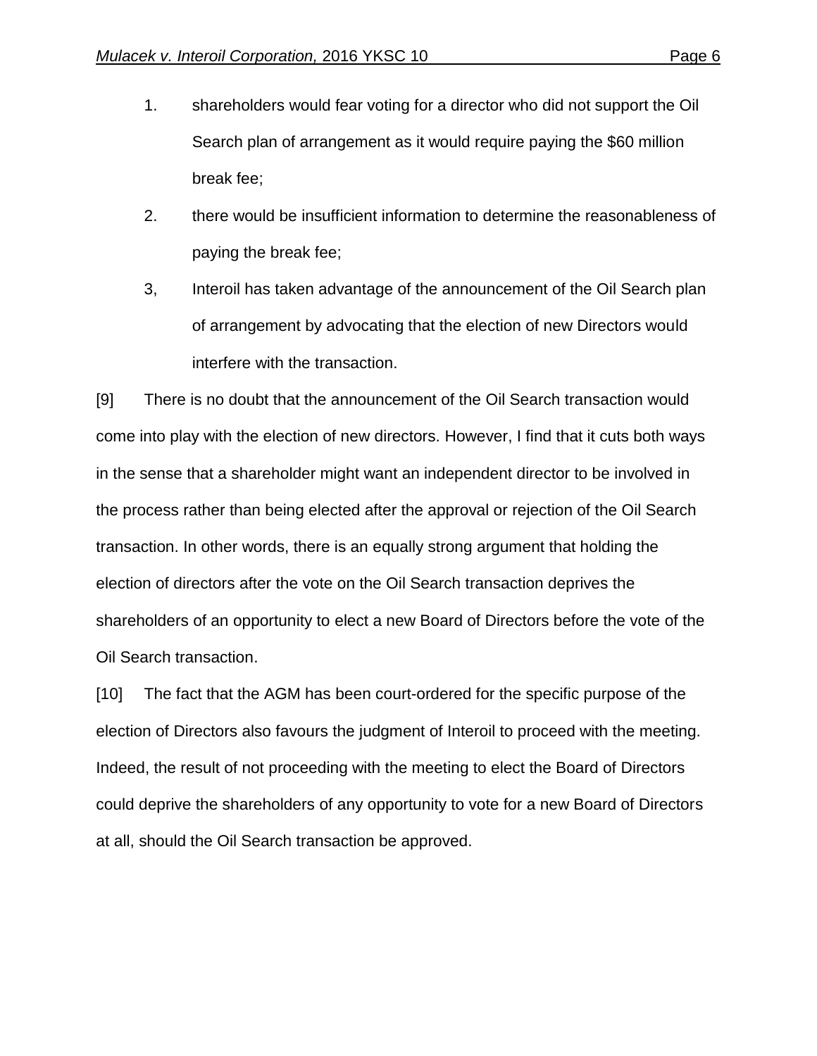1. shareholders would fear voting for a director who did not support the Oil Search plan of arrangement as it would require paying the $60 million break fee;
2. there would be insufficient information to determine the reasonableness of paying the break fee;
3, Interoil has taken advantage of the announcement of the Oil Search plan of arrangement by advocating that the election of new Directors would interfere with the transaction.

[9] There is no doubt that the announcement of the Oil Search transaction would come into play with the election of new directors. However, I find that it cuts both ways in the sense that a shareholder might want an independent director to be involved in the process rather than being elected after the approval or rejection of the Oil Search transaction. In other words, there is an equally strong argument that holding the election of directors after the vote on the Oil Search transaction deprives the shareholders of an opportunity to elect a new Board of Directors before the vote of the Oil Search transaction.

[10] The fact that the AGM has been court-ordered for the specific purpose of the election of Directors also favours the judgment of Interoil to proceed with the meeting. Indeed, the result of not proceeding with the meeting to elect the Board of Directors could deprive the shareholders of any opportunity to vote for a new Board of Directors at all, should the Oil Search transaction be approved.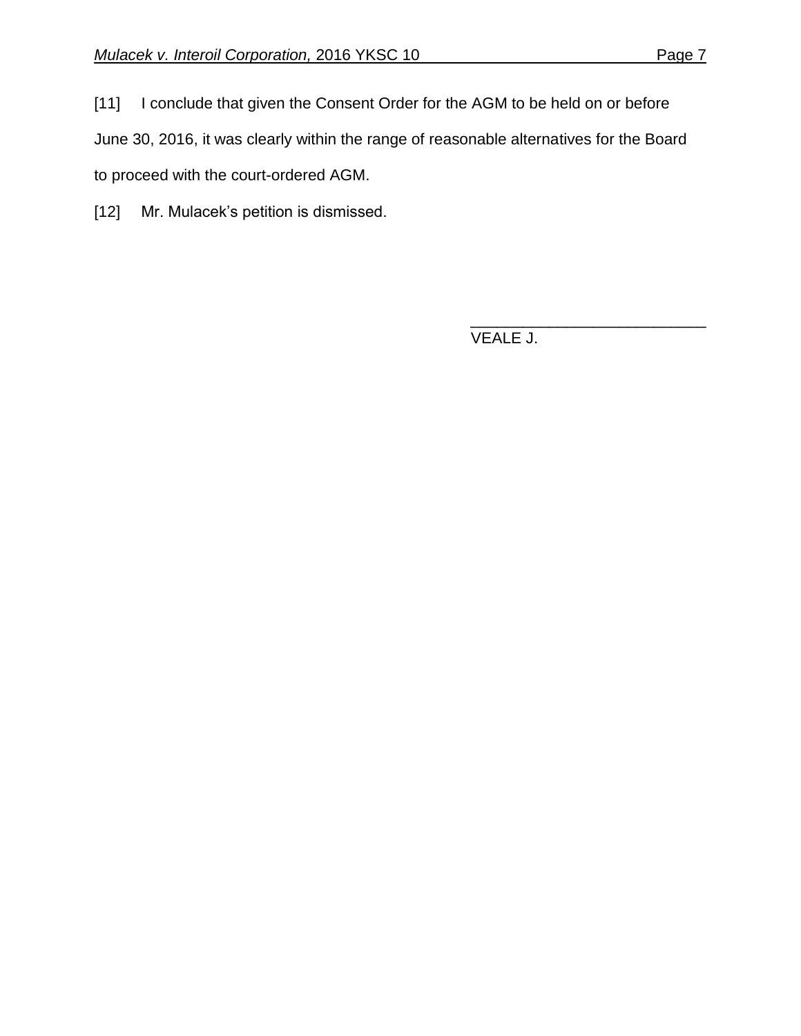[11] I conclude that given the Consent Order for the AGM to be held on or before June 30, 2016, it was clearly within the range of reasonable alternatives for the Board to proceed with the court-ordered AGM.

[12] Mr. Mulacek's petition is dismissed.

___________________________
VEALE J.